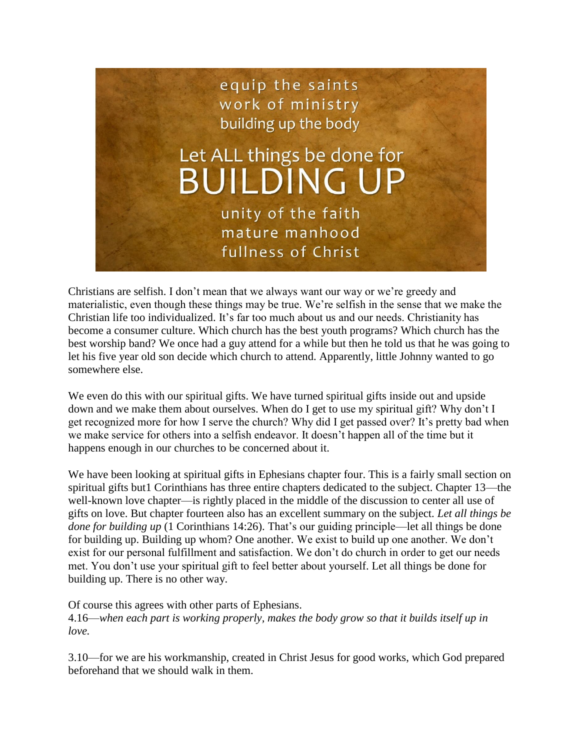equip the saints
work of ministry
building up the body

Let ALL things be done for
BUILDING UP

unity of the faith
mature manhood
fullness of Christ

Christians are selfish. I don't mean that we always want our way or we're greedy and materialistic, even though these things may be true. We're selfish in the sense that we make the Christian life too individualized. It's far too much about us and our needs. Christianity has become a consumer culture. Which church has the best youth programs? Which church has the best worship band? We once had a guy attend for a while but then he told us that he was going to let his five year old son decide which church to attend. Apparently, little Johnny wanted to go somewhere else.

We even do this with our spiritual gifts. We have turned spiritual gifts inside out and upside down and we make them about ourselves. When do I get to use my spiritual gift? Why don't I get recognized more for how I serve the church? Why did I get passed over? It's pretty bad when we make service for others into a selfish endeavor. It doesn't happen all of the time but it happens enough in our churches to be concerned about it.

We have been looking at spiritual gifts in Ephesians chapter four. This is a fairly small section on spiritual gifts but1 Corinthians has three entire chapters dedicated to the subject. Chapter 13—the well-known love chapter—is rightly placed in the middle of the discussion to center all use of gifts on love. But chapter fourteen also has an excellent summary on the subject. *Let all things be done for building up* (1 Corinthians 14:26). That's our guiding principle—let all things be done for building up. Building up whom? One another. We exist to build up one another. We don't exist for our personal fulfillment and satisfaction. We don't do church in order to get our needs met. You don't use your spiritual gift to feel better about yourself. Let all things be done for building up. There is no other way.

Of course this agrees with other parts of Ephesians.
4.16—*when each part is working properly, makes the body grow so that it builds itself up in love.*

3.10—for we are his workmanship, created in Christ Jesus for good works, which God prepared beforehand that we should walk in them.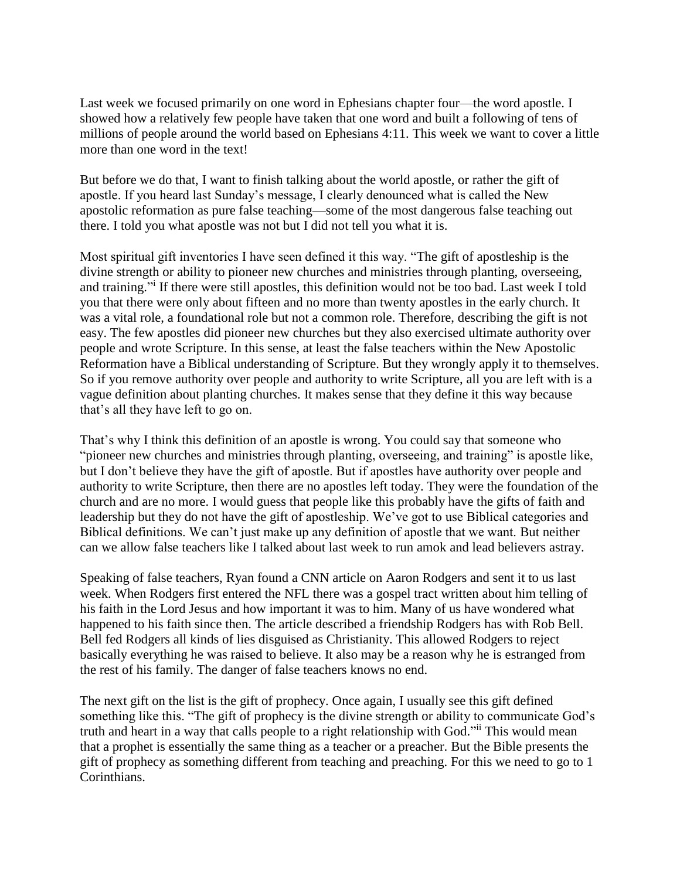Last week we focused primarily on one word in Ephesians chapter four—the word apostle. I showed how a relatively few people have taken that one word and built a following of tens of millions of people around the world based on Ephesians 4:11. This week we want to cover a little more than one word in the text!

But before we do that, I want to finish talking about the world apostle, or rather the gift of apostle. If you heard last Sunday's message, I clearly denounced what is called the New apostolic reformation as pure false teaching—some of the most dangerous false teaching out there. I told you what apostle was not but I did not tell you what it is.

Most spiritual gift inventories I have seen defined it this way. "The gift of apostleship is the divine strength or ability to pioneer new churches and ministries through planting, overseeing, and training."[i] If there were still apostles, this definition would not be too bad. Last week I told you that there were only about fifteen and no more than twenty apostles in the early church. It was a vital role, a foundational role but not a common role. Therefore, describing the gift is not easy. The few apostles did pioneer new churches but they also exercised ultimate authority over people and wrote Scripture. In this sense, at least the false teachers within the New Apostolic Reformation have a Biblical understanding of Scripture. But they wrongly apply it to themselves. So if you remove authority over people and authority to write Scripture, all you are left with is a vague definition about planting churches. It makes sense that they define it this way because that's all they have left to go on.

That's why I think this definition of an apostle is wrong. You could say that someone who "pioneer new churches and ministries through planting, overseeing, and training" is apostle like, but I don't believe they have the gift of apostle. But if apostles have authority over people and authority to write Scripture, then there are no apostles left today. They were the foundation of the church and are no more. I would guess that people like this probably have the gifts of faith and leadership but they do not have the gift of apostleship. We've got to use Biblical categories and Biblical definitions. We can't just make up any definition of apostle that we want. But neither can we allow false teachers like I talked about last week to run amok and lead believers astray.

Speaking of false teachers, Ryan found a CNN article on Aaron Rodgers and sent it to us last week. When Rodgers first entered the NFL there was a gospel tract written about him telling of his faith in the Lord Jesus and how important it was to him. Many of us have wondered what happened to his faith since then. The article described a friendship Rodgers has with Rob Bell. Bell fed Rodgers all kinds of lies disguised as Christianity. This allowed Rodgers to reject basically everything he was raised to believe. It also may be a reason why he is estranged from the rest of his family. The danger of false teachers knows no end.

The next gift on the list is the gift of prophecy. Once again, I usually see this gift defined something like this. "The gift of prophecy is the divine strength or ability to communicate God's truth and heart in a way that calls people to a right relationship with God."[ii] This would mean that a prophet is essentially the same thing as a teacher or a preacher. But the Bible presents the gift of prophecy as something different from teaching and preaching. For this we need to go to 1 Corinthians.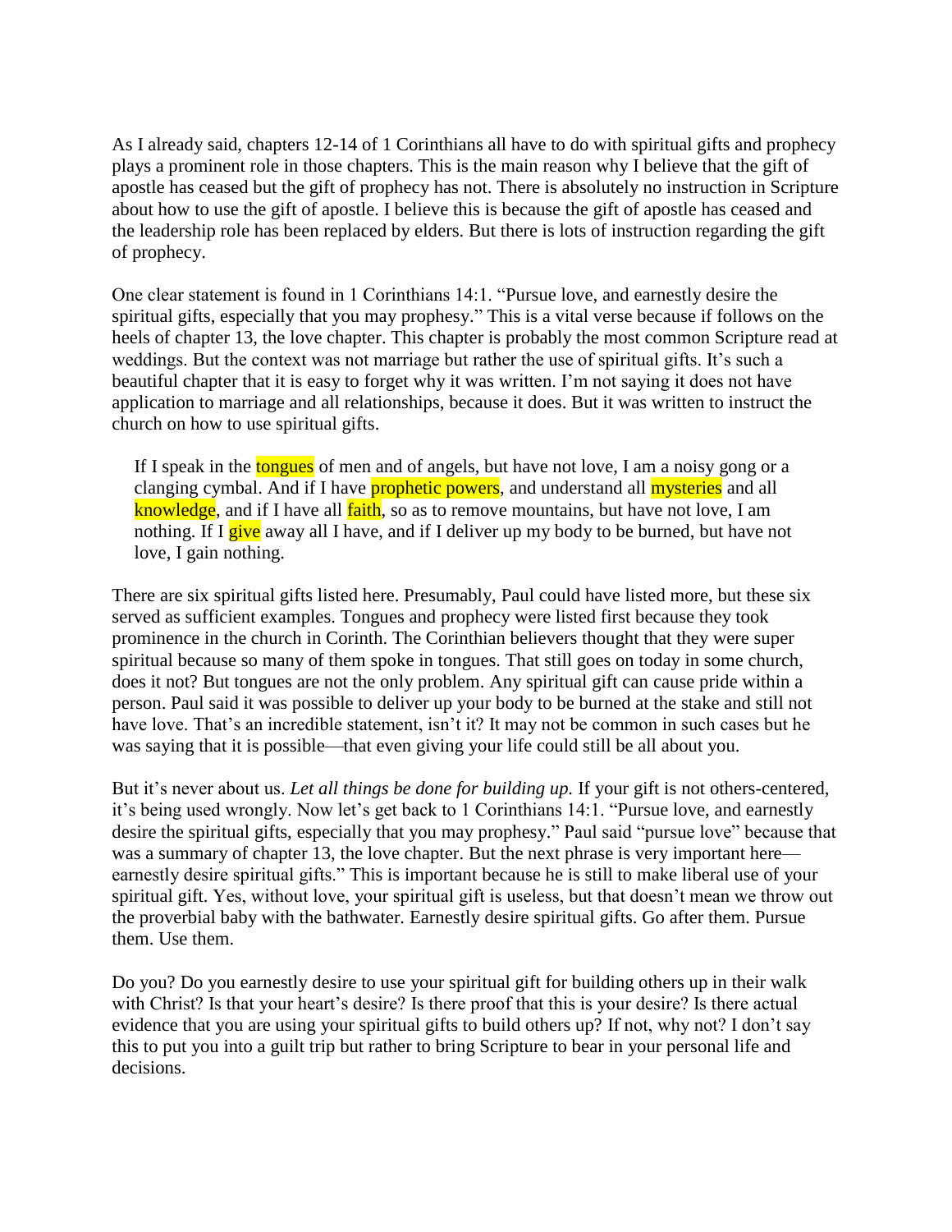As I already said, chapters 12-14 of 1 Corinthians all have to do with spiritual gifts and prophecy plays a prominent role in those chapters. This is the main reason why I believe that the gift of apostle has ceased but the gift of prophecy has not. There is absolutely no instruction in Scripture about how to use the gift of apostle. I believe this is because the gift of apostle has ceased and the leadership role has been replaced by elders. But there is lots of instruction regarding the gift of prophecy.

One clear statement is found in 1 Corinthians 14:1. "Pursue love, and earnestly desire the spiritual gifts, especially that you may prophesy." This is a vital verse because if follows on the heels of chapter 13, the love chapter. This chapter is probably the most common Scripture read at weddings. But the context was not marriage but rather the use of spiritual gifts. It's such a beautiful chapter that it is easy to forget why it was written. I'm not saying it does not have application to marriage and all relationships, because it does. But it was written to instruct the church on how to use spiritual gifts.

> If I speak in the tongues of men and of angels, but have not love, I am a noisy gong or a clanging cymbal. And if I have prophetic powers, and understand all mysteries and all knowledge, and if I have all faith, so as to remove mountains, but have not love, I am nothing. If I give away all I have, and if I deliver up my body to be burned, but have not love, I gain nothing.

There are six spiritual gifts listed here. Presumably, Paul could have listed more, but these six served as sufficient examples. Tongues and prophecy were listed first because they took prominence in the church in Corinth. The Corinthian believers thought that they were super spiritual because so many of them spoke in tongues. That still goes on today in some church, does it not? But tongues are not the only problem. Any spiritual gift can cause pride within a person. Paul said it was possible to deliver up your body to be burned at the stake and still not have love. That's an incredible statement, isn't it? It may not be common in such cases but he was saying that it is possible—that even giving your life could still be all about you.

But it's never about us. *Let all things be done for building up.* If your gift is not others-centered, it's being used wrongly. Now let's get back to 1 Corinthians 14:1. "Pursue love, and earnestly desire the spiritual gifts, especially that you may prophesy." Paul said "pursue love" because that was a summary of chapter 13, the love chapter. But the next phrase is very important here—earnestly desire spiritual gifts." This is important because he is still to make liberal use of your spiritual gift. Yes, without love, your spiritual gift is useless, but that doesn't mean we throw out the proverbial baby with the bathwater. Earnestly desire spiritual gifts. Go after them. Pursue them. Use them.

Do you? Do you earnestly desire to use your spiritual gift for building others up in their walk with Christ? Is that your heart's desire? Is there proof that this is your desire? Is there actual evidence that you are using your spiritual gifts to build others up? If not, why not? I don't say this to put you into a guilt trip but rather to bring Scripture to bear in your personal life and decisions.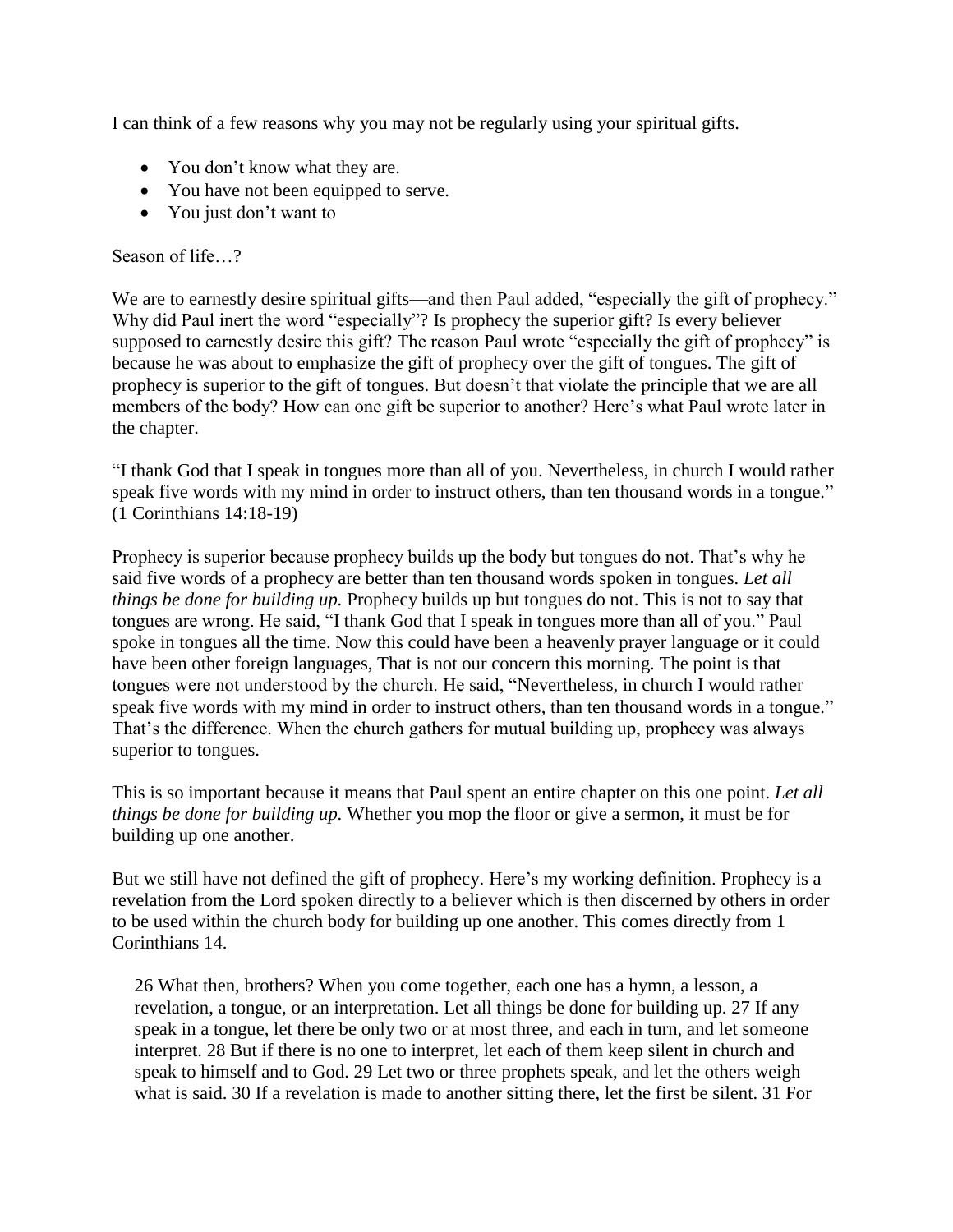I can think of a few reasons why you may not be regularly using your spiritual gifts.

- You don't know what they are.
- You have not been equipped to serve.
- You just don't want to

Season of life…?

We are to earnestly desire spiritual gifts—and then Paul added, "especially the gift of prophecy." Why did Paul inert the word "especially"? Is prophecy the superior gift? Is every believer supposed to earnestly desire this gift? The reason Paul wrote "especially the gift of prophecy" is because he was about to emphasize the gift of prophecy over the gift of tongues. The gift of prophecy is superior to the gift of tongues. But doesn't that violate the principle that we are all members of the body? How can one gift be superior to another? Here's what Paul wrote later in the chapter.

"I thank God that I speak in tongues more than all of you. Nevertheless, in church I would rather speak five words with my mind in order to instruct others, than ten thousand words in a tongue." (1 Corinthians 14:18-19)

Prophecy is superior because prophecy builds up the body but tongues do not. That's why he said five words of a prophecy are better than ten thousand words spoken in tongues. *Let all things be done for building up.* Prophecy builds up but tongues do not. This is not to say that tongues are wrong. He said, "I thank God that I speak in tongues more than all of you." Paul spoke in tongues all the time. Now this could have been a heavenly prayer language or it could have been other foreign languages, That is not our concern this morning. The point is that tongues were not understood by the church. He said, "Nevertheless, in church I would rather speak five words with my mind in order to instruct others, than ten thousand words in a tongue." That's the difference. When the church gathers for mutual building up, prophecy was always superior to tongues.

This is so important because it means that Paul spent an entire chapter on this one point. *Let all things be done for building up.* Whether you mop the floor or give a sermon, it must be for building up one another.

But we still have not defined the gift of prophecy. Here's my working definition. Prophecy is a revelation from the Lord spoken directly to a believer which is then discerned by others in order to be used within the church body for building up one another. This comes directly from 1 Corinthians 14.

> 26 What then, brothers? When you come together, each one has a hymn, a lesson, a revelation, a tongue, or an interpretation. Let all things be done for building up. 27 If any speak in a tongue, let there be only two or at most three, and each in turn, and let someone interpret. 28 But if there is no one to interpret, let each of them keep silent in church and speak to himself and to God. 29 Let two or three prophets speak, and let the others weigh what is said. 30 If a revelation is made to another sitting there, let the first be silent. 31 For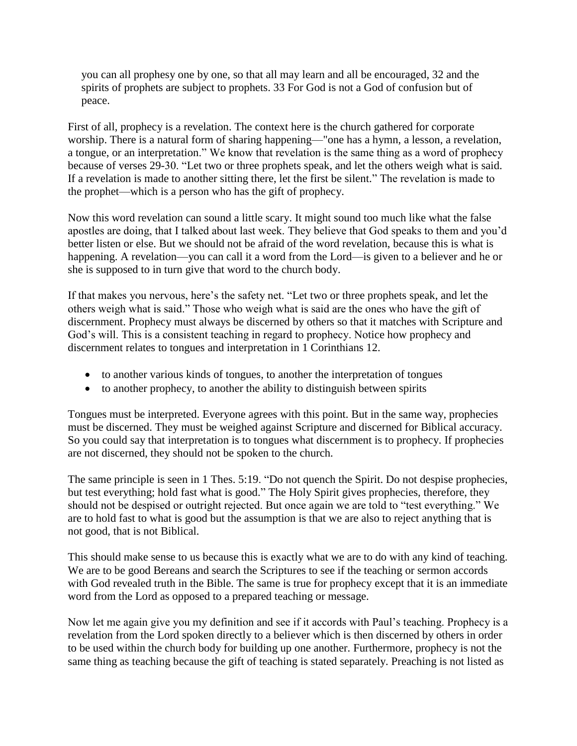you can all prophesy one by one, so that all may learn and all be encouraged, 32 and the spirits of prophets are subject to prophets. 33 For God is not a God of confusion but of peace.

First of all, prophecy is a revelation. The context here is the church gathered for corporate worship. There is a natural form of sharing happening—"one has a hymn, a lesson, a revelation, a tongue, or an interpretation." We know that revelation is the same thing as a word of prophecy because of verses 29-30. "Let two or three prophets speak, and let the others weigh what is said. If a revelation is made to another sitting there, let the first be silent." The revelation is made to the prophet—which is a person who has the gift of prophecy.

Now this word revelation can sound a little scary. It might sound too much like what the false apostles are doing, that I talked about last week. They believe that God speaks to them and you'd better listen or else. But we should not be afraid of the word revelation, because this is what is happening. A revelation—you can call it a word from the Lord—is given to a believer and he or she is supposed to in turn give that word to the church body.

If that makes you nervous, here's the safety net. "Let two or three prophets speak, and let the others weigh what is said." Those who weigh what is said are the ones who have the gift of discernment. Prophecy must always be discerned by others so that it matches with Scripture and God's will. This is a consistent teaching in regard to prophecy. Notice how prophecy and discernment relates to tongues and interpretation in 1 Corinthians 12.

- to another various kinds of tongues, to another the interpretation of tongues
- to another prophecy, to another the ability to distinguish between spirits

Tongues must be interpreted. Everyone agrees with this point. But in the same way, prophecies must be discerned. They must be weighed against Scripture and discerned for Biblical accuracy. So you could say that interpretation is to tongues what discernment is to prophecy. If prophecies are not discerned, they should not be spoken to the church.

The same principle is seen in 1 Thes. 5:19. "Do not quench the Spirit. Do not despise prophecies, but test everything; hold fast what is good." The Holy Spirit gives prophecies, therefore, they should not be despised or outright rejected. But once again we are told to "test everything." We are to hold fast to what is good but the assumption is that we are also to reject anything that is not good, that is not Biblical.

This should make sense to us because this is exactly what we are to do with any kind of teaching. We are to be good Bereans and search the Scriptures to see if the teaching or sermon accords with God revealed truth in the Bible. The same is true for prophecy except that it is an immediate word from the Lord as opposed to a prepared teaching or message.

Now let me again give you my definition and see if it accords with Paul's teaching. Prophecy is a revelation from the Lord spoken directly to a believer which is then discerned by others in order to be used within the church body for building up one another. Furthermore, prophecy is not the same thing as teaching because the gift of teaching is stated separately. Preaching is not listed as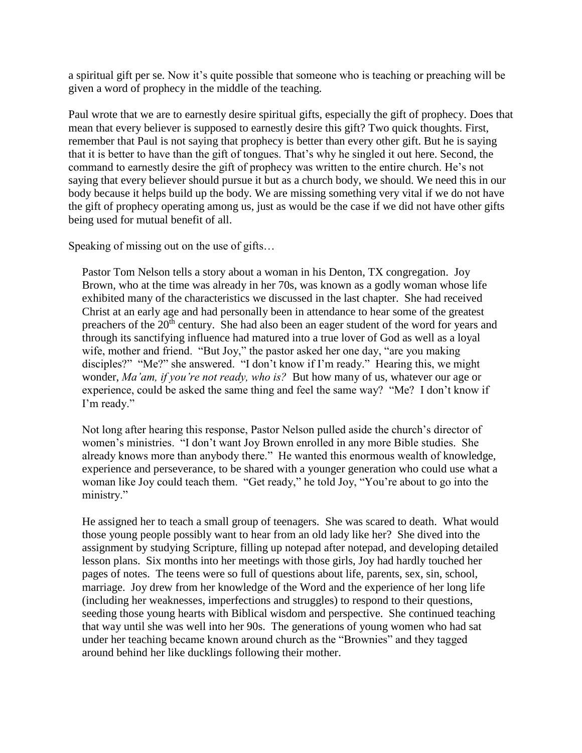a spiritual gift per se. Now it's quite possible that someone who is teaching or preaching will be given a word of prophecy in the middle of the teaching.

Paul wrote that we are to earnestly desire spiritual gifts, especially the gift of prophecy. Does that mean that every believer is supposed to earnestly desire this gift? Two quick thoughts. First, remember that Paul is not saying that prophecy is better than every other gift. But he is saying that it is better to have than the gift of tongues. That's why he singled it out here. Second, the command to earnestly desire the gift of prophecy was written to the entire church. He's not saying that every believer should pursue it but as a church body, we should. We need this in our body because it helps build up the body. We are missing something very vital if we do not have the gift of prophecy operating among us, just as would be the case if we did not have other gifts being used for mutual benefit of all.

Speaking of missing out on the use of gifts…

> Pastor Tom Nelson tells a story about a woman in his Denton, TX congregation. Joy Brown, who at the time was already in her 70s, was known as a godly woman whose life exhibited many of the characteristics we discussed in the last chapter. She had received Christ at an early age and had personally been in attendance to hear some of the greatest preachers of the 20th century. She had also been an eager student of the word for years and through its sanctifying influence had matured into a true lover of God as well as a loyal wife, mother and friend. "But Joy," the pastor asked her one day, "are you making disciples?" "Me?" she answered. "I don't know if I'm ready." Hearing this, we might wonder, *Ma'am, if you're not ready, who is?* But how many of us, whatever our age or experience, could be asked the same thing and feel the same way? "Me? I don't know if I'm ready."
>
> Not long after hearing this response, Pastor Nelson pulled aside the church's director of women's ministries. "I don't want Joy Brown enrolled in any more Bible studies. She already knows more than anybody there." He wanted this enormous wealth of knowledge, experience and perseverance, to be shared with a younger generation who could use what a woman like Joy could teach them. "Get ready," he told Joy, "You're about to go into the ministry."
>
> He assigned her to teach a small group of teenagers. She was scared to death. What would those young people possibly want to hear from an old lady like her? She dived into the assignment by studying Scripture, filling up notepad after notepad, and developing detailed lesson plans. Six months into her meetings with those girls, Joy had hardly touched her pages of notes. The teens were so full of questions about life, parents, sex, sin, school, marriage. Joy drew from her knowledge of the Word and the experience of her long life (including her weaknesses, imperfections and struggles) to respond to their questions, seeding those young hearts with Biblical wisdom and perspective. She continued teaching that way until she was well into her 90s. The generations of young women who had sat under her teaching became known around church as the "Brownies" and they tagged around behind her like ducklings following their mother.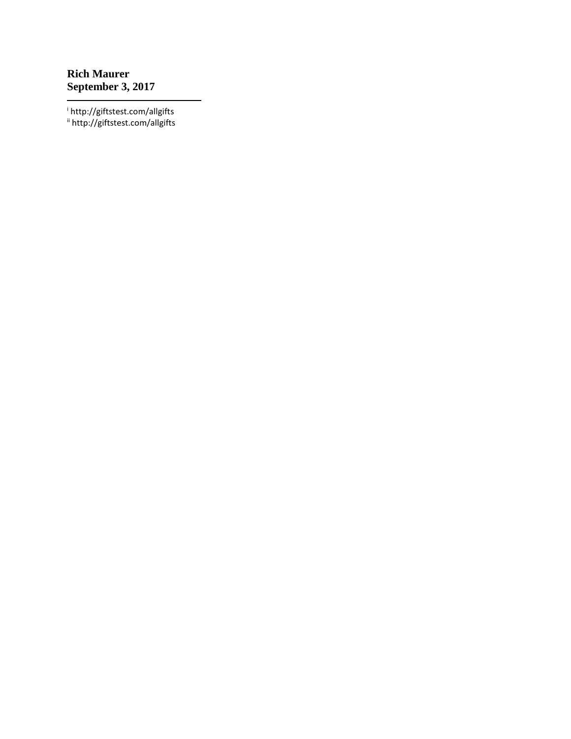**Rich Maurer**
**September 3, 2017**

---

[i] http://giftstest.com/allgifts
[ii] http://giftstest.com/allgifts